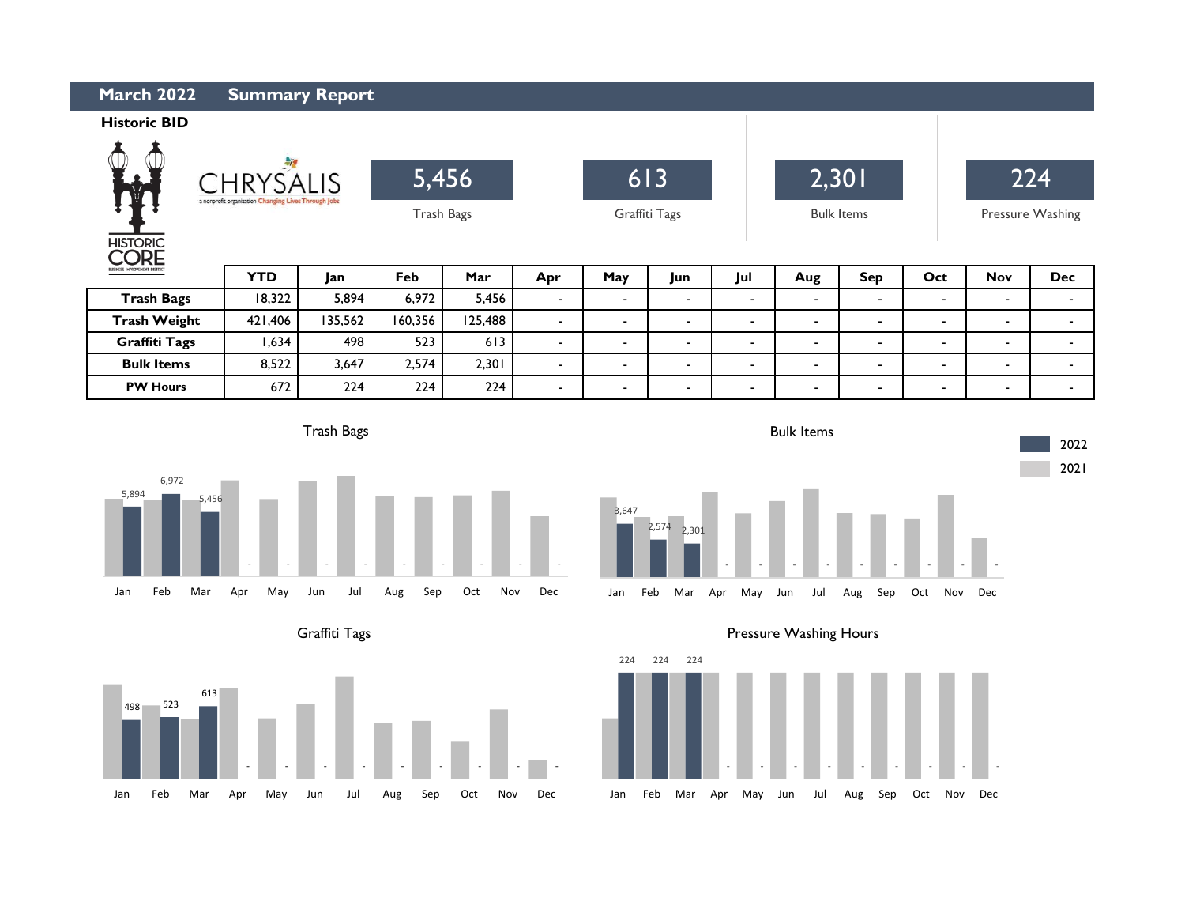# March 2022 Summary Report

## Historic BID

HISTORIC CORE
BUSINESS IMPROVEMENT DISTRICT

CHRYSALIS
a nonprofit organization Changing Lives Through Jobs

| 5,456 | 613 | 2,301 | 224 |
|---|---|---|---|
| Trash Bags | Graffiti Tags | Bulk Items | Pressure Washing |

| | YTD | Jan | Feb | Mar | Apr | May | Jun | Jul | Aug | Sep | Oct | Nov | Dec |
|---|---|---|---|---|---|---|---|---|---|---|---|---|---|
| **Trash Bags** | 18,322 | 5,894 | 6,972 | 5,456 | - | - | - | - | - | - | - | - | - |
| **Trash Weight** | 421,406 | 135,562 | 160,356 | 125,488 | - | - | - | - | - | - | - | - | - |
| **Graffiti Tags** | 1,634 | 498 | 523 | 613 | - | - | - | - | - | - | - | - | - |
| **Bulk Items** | 8,522 | 3,647 | 2,574 | 2,301 | - | - | - | - | - | - | - | - | - |
| **PW Hours** | 672 | 224 | 224 | 224 | - | - | - | - | - | - | - | - | - |

Trash Bags

Bulk Items

Graffiti Tags

Pressure Washing Hours

Legend: 2022, 2021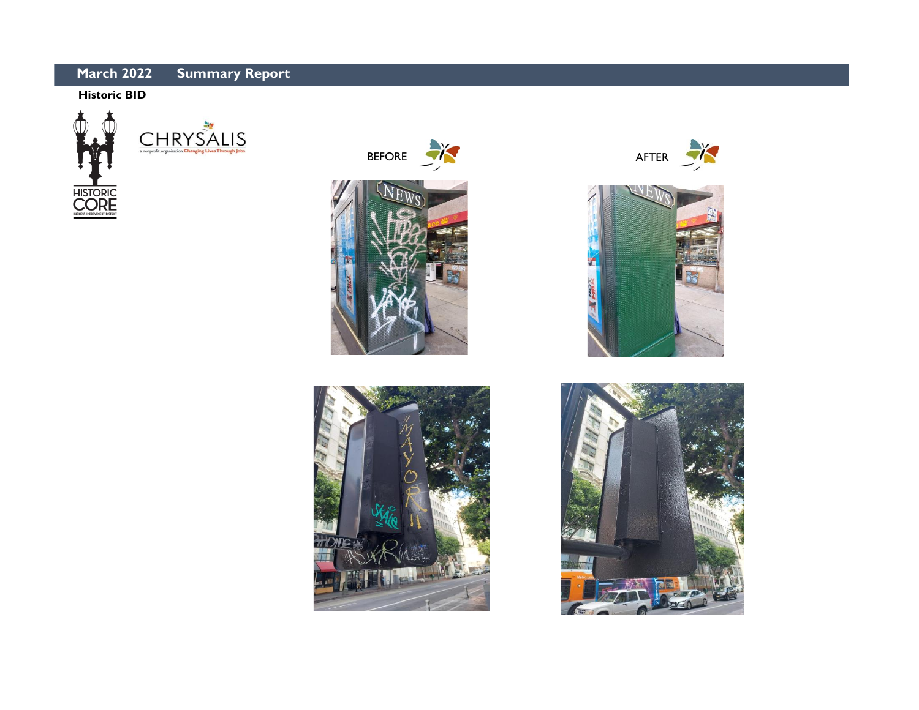## March 2022 Summary Report

**Historic BID**

BEFORE

AFTER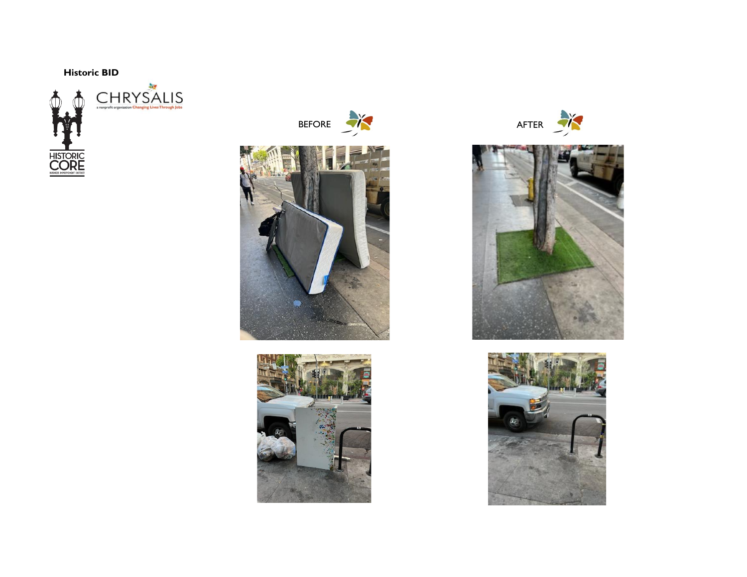**Historic BID**

HISTORIC CORE

CHRYSALIS

BEFORE

AFTER